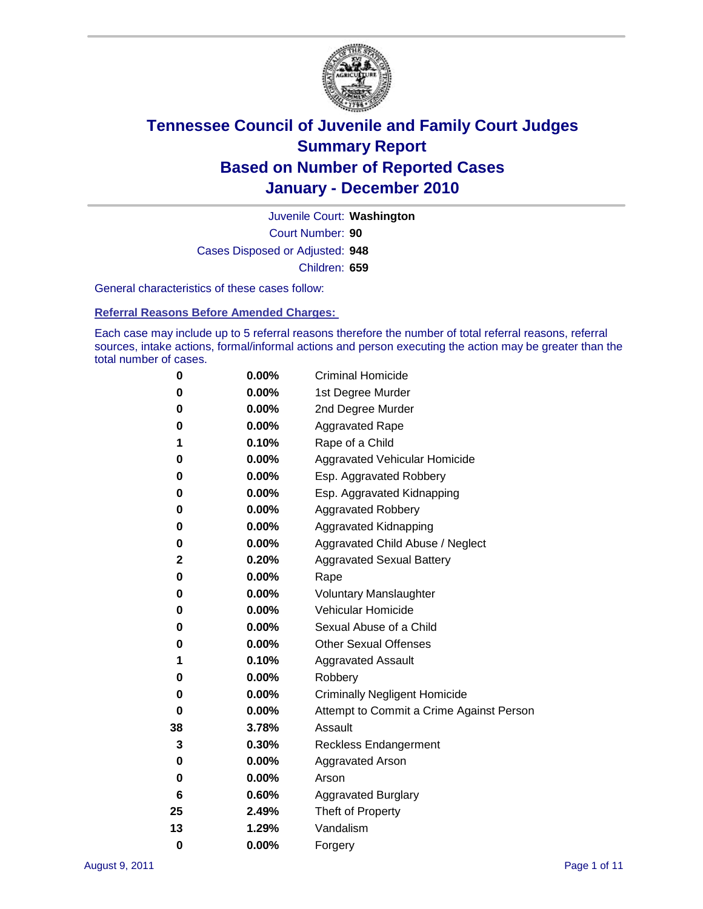# Tennessee Council of Juvenile and Family Court Judges
## Summary Report
## Based on Number of Reported Cases
## January - December 2010

Juvenile Court: **Washington**

Court Number: **90**

Cases Disposed or Adjusted: **948**

Children: **659**

General characteristics of these cases follow:

### Referral Reasons Before Amended Charges:

Each case may include up to 5 referral reasons therefore the number of total referral reasons, referral sources, intake actions, formal/informal actions and person executing the action may be greater than the total number of cases.

| | | |
|---|---|---|
| 0 | 0.00% | Criminal Homicide |
| 0 | 0.00% | 1st Degree Murder |
| 0 | 0.00% | 2nd Degree Murder |
| 0 | 0.00% | Aggravated Rape |
| 1 | 0.10% | Rape of a Child |
| 0 | 0.00% | Aggravated Vehicular Homicide |
| 0 | 0.00% | Esp. Aggravated Robbery |
| 0 | 0.00% | Esp. Aggravated Kidnapping |
| 0 | 0.00% | Aggravated Robbery |
| 0 | 0.00% | Aggravated Kidnapping |
| 0 | 0.00% | Aggravated Child Abuse / Neglect |
| 2 | 0.20% | Aggravated Sexual Battery |
| 0 | 0.00% | Rape |
| 0 | 0.00% | Voluntary Manslaughter |
| 0 | 0.00% | Vehicular Homicide |
| 0 | 0.00% | Sexual Abuse of a Child |
| 0 | 0.00% | Other Sexual Offenses |
| 1 | 0.10% | Aggravated Assault |
| 0 | 0.00% | Robbery |
| 0 | 0.00% | Criminally Negligent Homicide |
| 0 | 0.00% | Attempt to Commit a Crime Against Person |
| 38 | 3.78% | Assault |
| 3 | 0.30% | Reckless Endangerment |
| 0 | 0.00% | Aggravated Arson |
| 0 | 0.00% | Arson |
| 6 | 0.60% | Aggravated Burglary |
| 25 | 2.49% | Theft of Property |
| 13 | 1.29% | Vandalism |
| 0 | 0.00% | Forgery |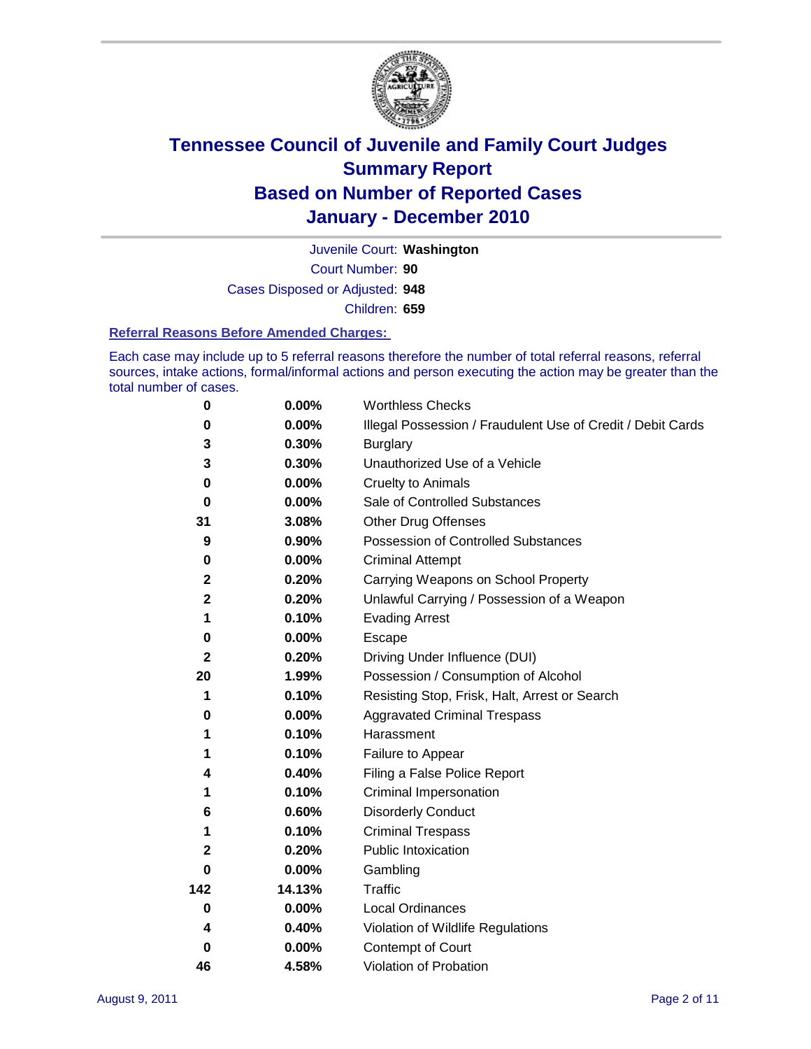# Tennessee Council of Juvenile and Family Court Judges
# Summary Report
# Based on Number of Reported Cases
# January - December 2010

Juvenile Court: **Washington**

Court Number: **90**

Cases Disposed or Adjusted: **948**

Children: **659**

### Referral Reasons Before Amended Charges:

Each case may include up to 5 referral reasons therefore the number of total referral reasons, referral sources, intake actions, formal/informal actions and person executing the action may be greater than the total number of cases.

| | | |
|---|---|---|
| 0 | 0.00% | Worthless Checks |
| 0 | 0.00% | Illegal Possession / Fraudulent Use of Credit / Debit Cards |
| 3 | 0.30% | Burglary |
| 3 | 0.30% | Unauthorized Use of a Vehicle |
| 0 | 0.00% | Cruelty to Animals |
| 0 | 0.00% | Sale of Controlled Substances |
| 31 | 3.08% | Other Drug Offenses |
| 9 | 0.90% | Possession of Controlled Substances |
| 0 | 0.00% | Criminal Attempt |
| 2 | 0.20% | Carrying Weapons on School Property |
| 2 | 0.20% | Unlawful Carrying / Possession of a Weapon |
| 1 | 0.10% | Evading Arrest |
| 0 | 0.00% | Escape |
| 2 | 0.20% | Driving Under Influence (DUI) |
| 20 | 1.99% | Possession / Consumption of Alcohol |
| 1 | 0.10% | Resisting Stop, Frisk, Halt, Arrest or Search |
| 0 | 0.00% | Aggravated Criminal Trespass |
| 1 | 0.10% | Harassment |
| 1 | 0.10% | Failure to Appear |
| 4 | 0.40% | Filing a False Police Report |
| 1 | 0.10% | Criminal Impersonation |
| 6 | 0.60% | Disorderly Conduct |
| 1 | 0.10% | Criminal Trespass |
| 2 | 0.20% | Public Intoxication |
| 0 | 0.00% | Gambling |
| 142 | 14.13% | Traffic |
| 0 | 0.00% | Local Ordinances |
| 4 | 0.40% | Violation of Wildlife Regulations |
| 0 | 0.00% | Contempt of Court |
| 46 | 4.58% | Violation of Probation |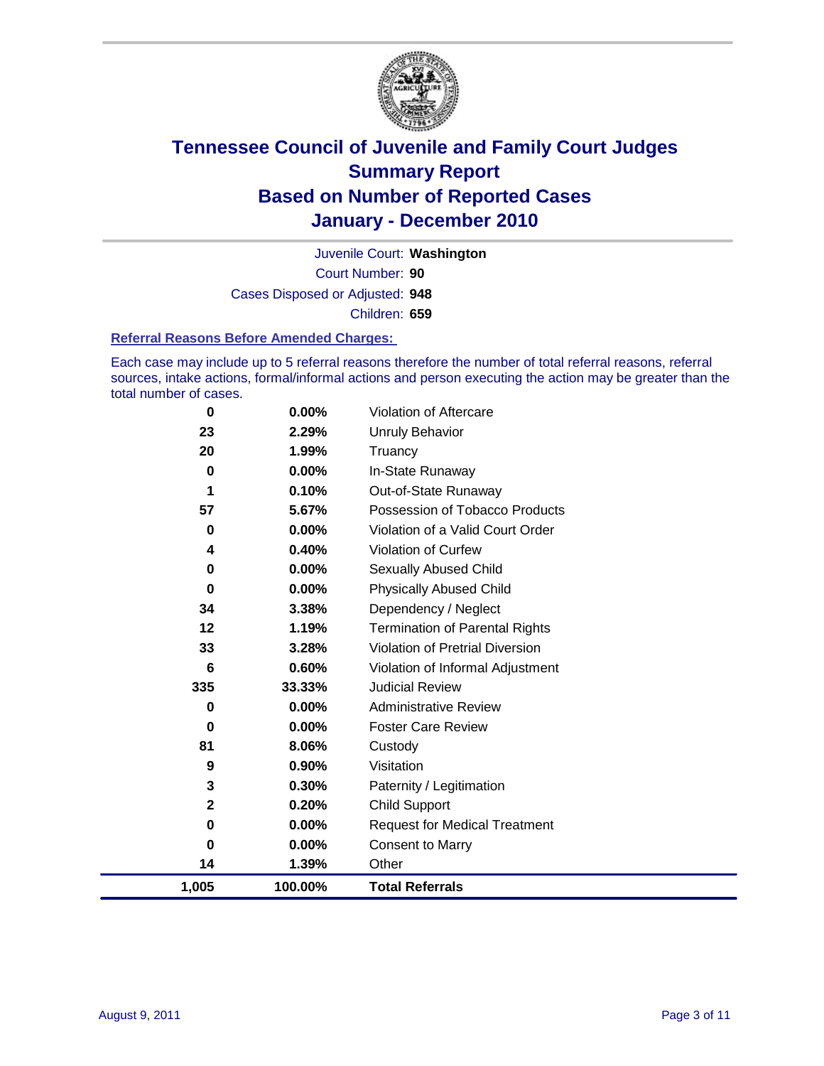# Tennessee Council of Juvenile and Family Court Judges
## Summary Report
## Based on Number of Reported Cases
## January - December 2010

Juvenile Court: **Washington**

Court Number: **90**

Cases Disposed or Adjusted: **948**

Children: **659**

### Referral Reasons Before Amended Charges:

Each case may include up to 5 referral reasons therefore the number of total referral reasons, referral sources, intake actions, formal/informal actions and person executing the action may be greater than the total number of cases.

| | | |
|---|---|---|
| 0 | 0.00% | Violation of Aftercare |
| 23 | 2.29% | Unruly Behavior |
| 20 | 1.99% | Truancy |
| 0 | 0.00% | In-State Runaway |
| 1 | 0.10% | Out-of-State Runaway |
| 57 | 5.67% | Possession of Tobacco Products |
| 0 | 0.00% | Violation of a Valid Court Order |
| 4 | 0.40% | Violation of Curfew |
| 0 | 0.00% | Sexually Abused Child |
| 0 | 0.00% | Physically Abused Child |
| 34 | 3.38% | Dependency / Neglect |
| 12 | 1.19% | Termination of Parental Rights |
| 33 | 3.28% | Violation of Pretrial Diversion |
| 6 | 0.60% | Violation of Informal Adjustment |
| 335 | 33.33% | Judicial Review |
| 0 | 0.00% | Administrative Review |
| 0 | 0.00% | Foster Care Review |
| 81 | 8.06% | Custody |
| 9 | 0.90% | Visitation |
| 3 | 0.30% | Paternity / Legitimation |
| 2 | 0.20% | Child Support |
| 0 | 0.00% | Request for Medical Treatment |
| 0 | 0.00% | Consent to Marry |
| 14 | 1.39% | Other |
| **1,005** | **100.00%** | **Total Referrals** |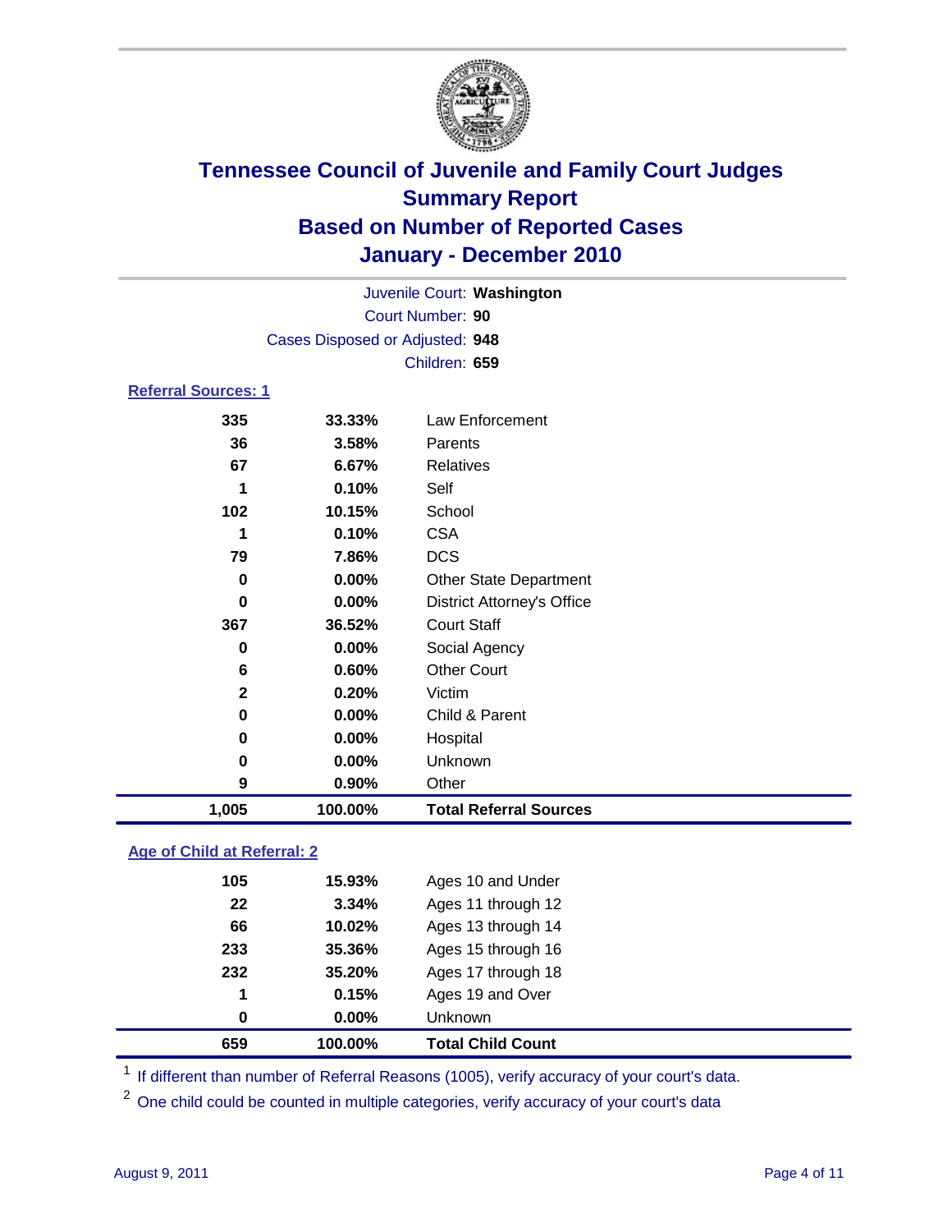# Tennessee Council of Juvenile and Family Court Judges
## Summary Report
## Based on Number of Reported Cases
## January - December 2010

Juvenile Court: **Washington**

Court Number: **90**

Cases Disposed or Adjusted: **948**

Children: **659**

### Referral Sources: 1

| | | |
|---|---|---|
| 335 | 33.33% | Law Enforcement |
| 36 | 3.58% | Parents |
| 67 | 6.67% | Relatives |
| 1 | 0.10% | Self |
| 102 | 10.15% | School |
| 1 | 0.10% | CSA |
| 79 | 7.86% | DCS |
| 0 | 0.00% | Other State Department |
| 0 | 0.00% | District Attorney's Office |
| 367 | 36.52% | Court Staff |
| 0 | 0.00% | Social Agency |
| 6 | 0.60% | Other Court |
| 2 | 0.20% | Victim |
| 0 | 0.00% | Child & Parent |
| 0 | 0.00% | Hospital |
| 0 | 0.00% | Unknown |
| 9 | 0.90% | Other |
| **1,005** | **100.00%** | **Total Referral Sources** |

### Age of Child at Referral: 2

| | | |
|---|---|---|
| 105 | 15.93% | Ages 10 and Under |
| 22 | 3.34% | Ages 11 through 12 |
| 66 | 10.02% | Ages 13 through 14 |
| 233 | 35.36% | Ages 15 through 16 |
| 232 | 35.20% | Ages 17 through 18 |
| 1 | 0.15% | Ages 19 and Over |
| 0 | 0.00% | Unknown |
| **659** | **100.00%** | **Total Child Count** |

[1] If different than number of Referral Reasons (1005), verify accuracy of your court's data.

[2] One child could be counted in multiple categories, verify accuracy of your court's data

August 9, 2011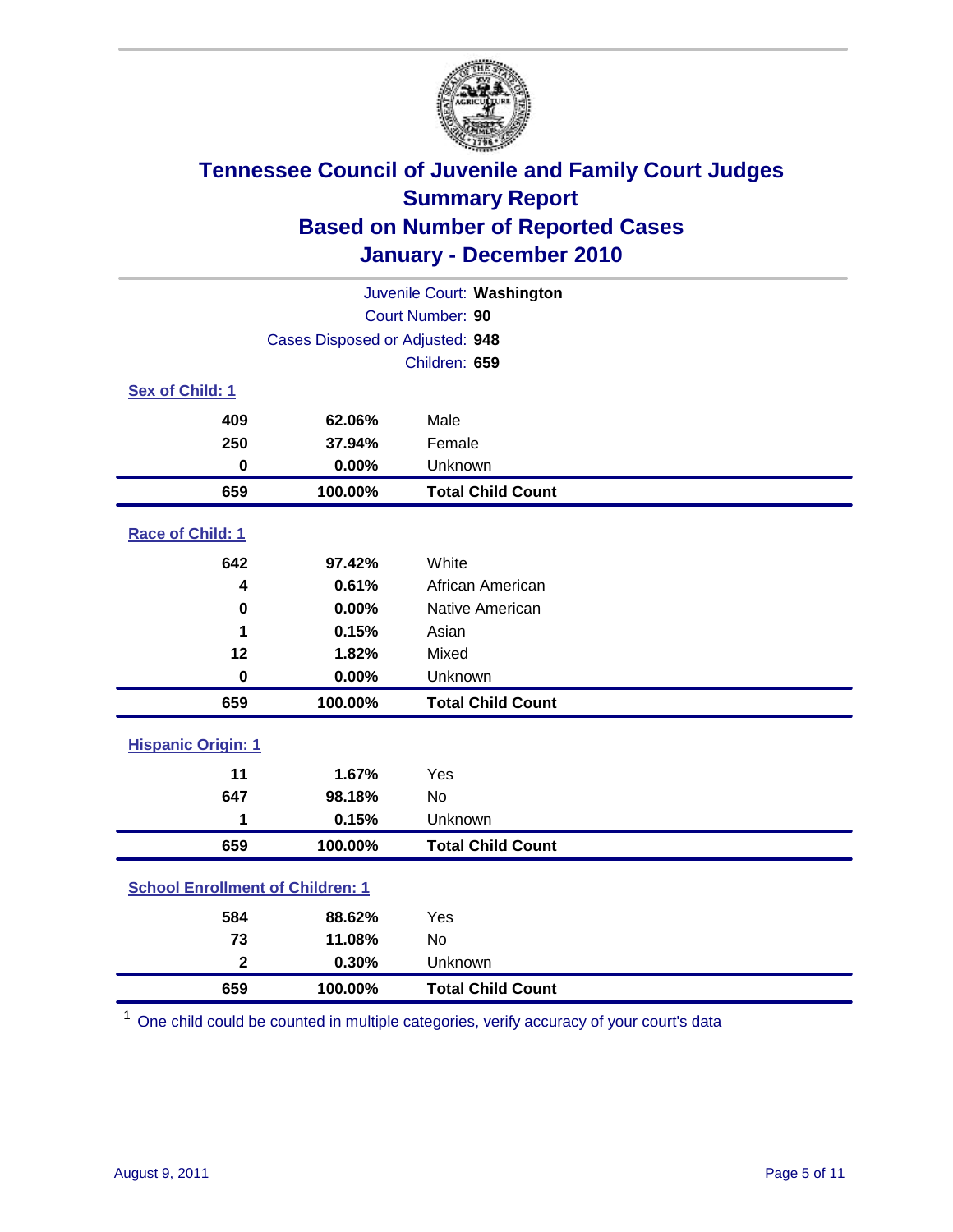# Tennessee Council of Juvenile and Family Court Judges
## Summary Report
## Based on Number of Reported Cases
## January - December 2010

Juvenile Court: **Washington**
Court Number: **90**
Cases Disposed or Adjusted: **948**
Children: **659**

### Sex of Child: 1

| | | |
|---|---|---|
| 409 | 62.06% | Male |
| 250 | 37.94% | Female |
| 0 | 0.00% | Unknown |
| **659** | **100.00%** | **Total Child Count** |

### Race of Child: 1

| | | |
|---|---|---|
| 642 | 97.42% | White |
| 4 | 0.61% | African American |
| 0 | 0.00% | Native American |
| 1 | 0.15% | Asian |
| 12 | 1.82% | Mixed |
| 0 | 0.00% | Unknown |
| **659** | **100.00%** | **Total Child Count** |

### Hispanic Origin: 1

| | | |
|---|---|---|
| 11 | 1.67% | Yes |
| 647 | 98.18% | No |
| 1 | 0.15% | Unknown |
| **659** | **100.00%** | **Total Child Count** |

### School Enrollment of Children: 1

| | | |
|---|---|---|
| 584 | 88.62% | Yes |
| 73 | 11.08% | No |
| 2 | 0.30% | Unknown |
| **659** | **100.00%** | **Total Child Count** |

[1] One child could be counted in multiple categories, verify accuracy of your court's data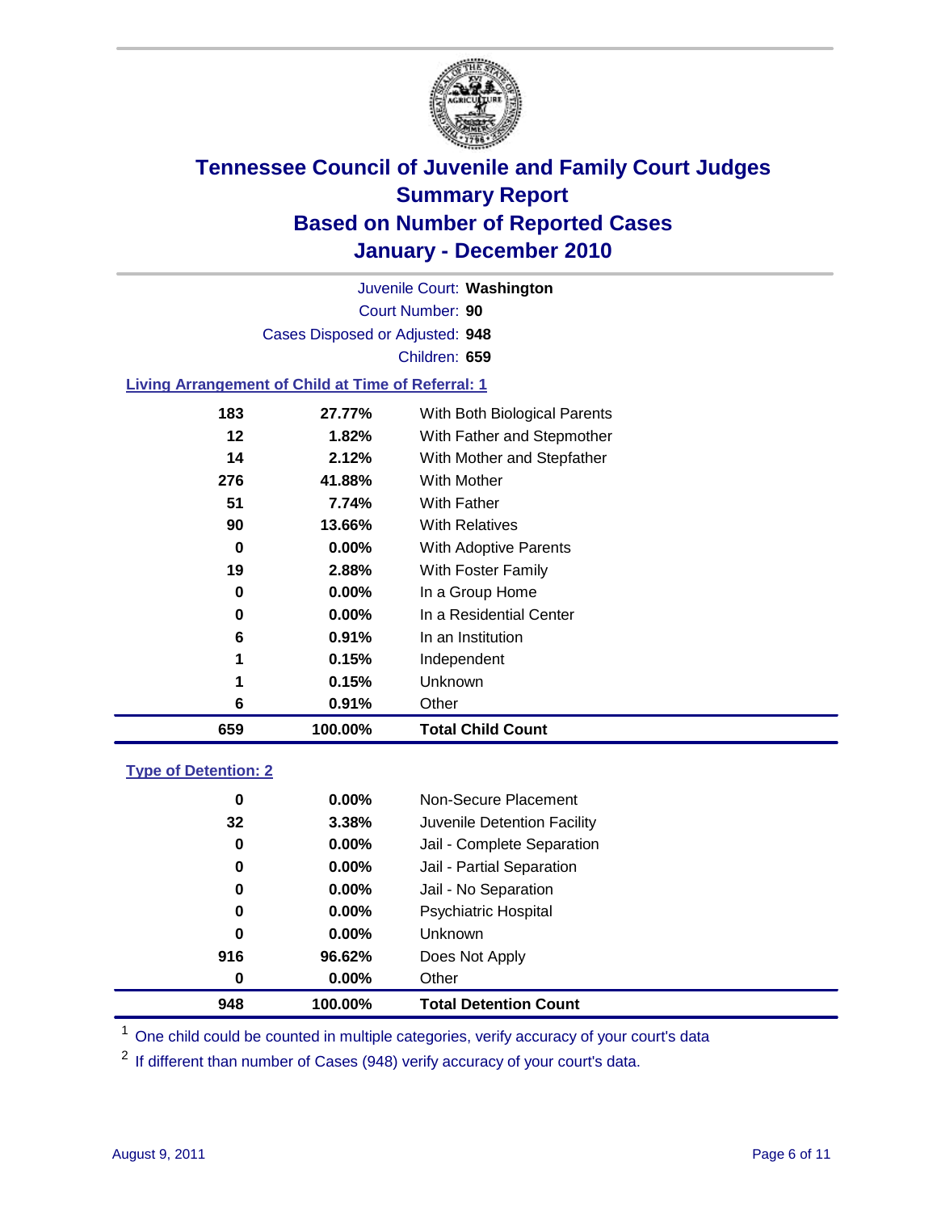# Tennessee Council of Juvenile and Family Court Judges
## Summary Report
## Based on Number of Reported Cases
## January - December 2010

Juvenile Court: **Washington**

Court Number: **90**

Cases Disposed or Adjusted: **948**

Children: **659**

### Living Arrangement of Child at Time of Referral: 1

| | | |
|---|---|---|
| 183 | 27.77% | With Both Biological Parents |
| 12 | 1.82% | With Father and Stepmother |
| 14 | 2.12% | With Mother and Stepfather |
| 276 | 41.88% | With Mother |
| 51 | 7.74% | With Father |
| 90 | 13.66% | With Relatives |
| 0 | 0.00% | With Adoptive Parents |
| 19 | 2.88% | With Foster Family |
| 0 | 0.00% | In a Group Home |
| 0 | 0.00% | In a Residential Center |
| 6 | 0.91% | In an Institution |
| 1 | 0.15% | Independent |
| 1 | 0.15% | Unknown |
| 6 | 0.91% | Other |
| **659** | **100.00%** | **Total Child Count** |

### Type of Detention: 2

| | | |
|---|---|---|
| 0 | 0.00% | Non-Secure Placement |
| 32 | 3.38% | Juvenile Detention Facility |
| 0 | 0.00% | Jail - Complete Separation |
| 0 | 0.00% | Jail - Partial Separation |
| 0 | 0.00% | Jail - No Separation |
| 0 | 0.00% | Psychiatric Hospital |
| 0 | 0.00% | Unknown |
| 916 | 96.62% | Does Not Apply |
| 0 | 0.00% | Other |
| **948** | **100.00%** | **Total Detention Count** |

[1] One child could be counted in multiple categories, verify accuracy of your court's data

[2] If different than number of Cases (948) verify accuracy of your court's data.

August 9, 2011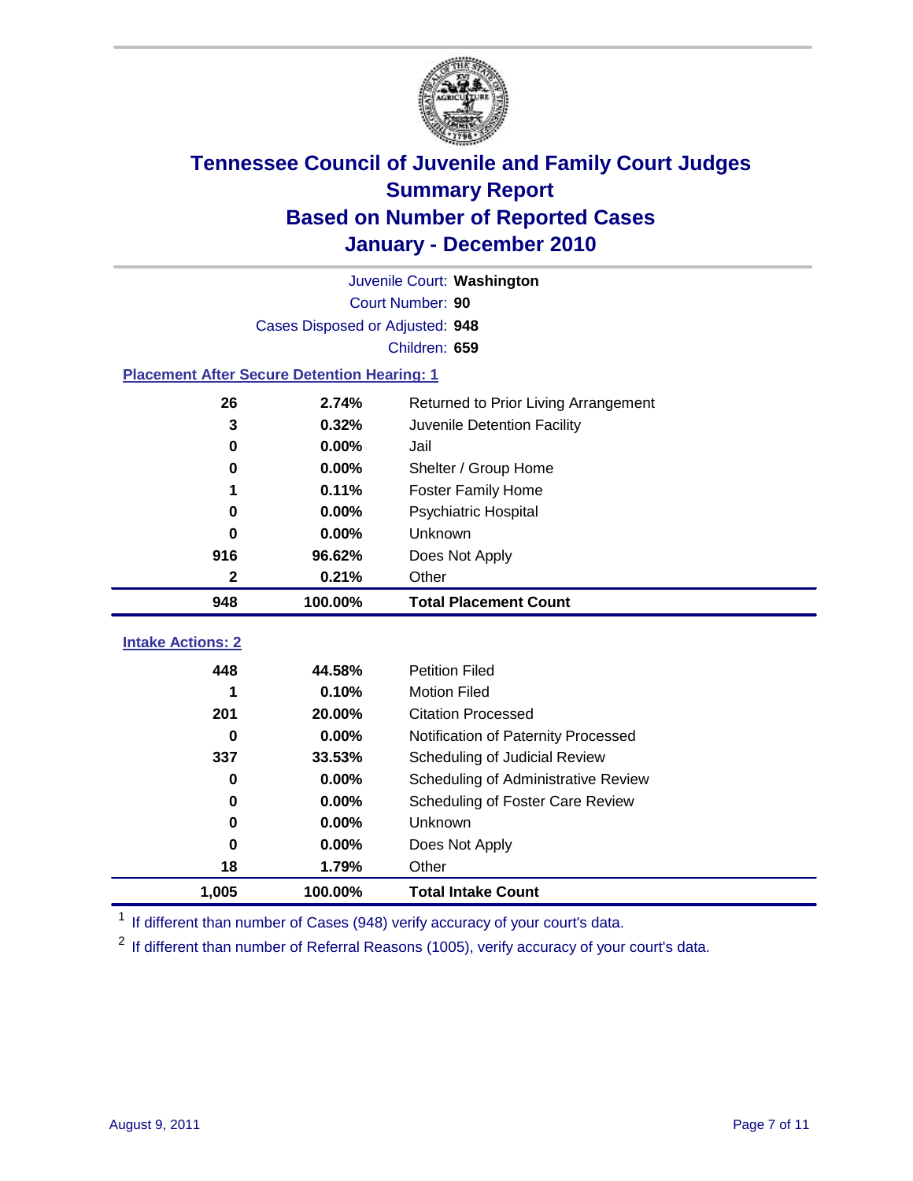# Tennessee Council of Juvenile and Family Court Judges
## Summary Report
## Based on Number of Reported Cases
## January - December 2010

Juvenile Court: **Washington**

Court Number: **90**

Cases Disposed or Adjusted: **948**

Children: **659**

### Placement After Secure Detention Hearing: 1

| | | |
|---|---|---|
| 26 | 2.74% | Returned to Prior Living Arrangement |
| 3 | 0.32% | Juvenile Detention Facility |
| 0 | 0.00% | Jail |
| 0 | 0.00% | Shelter / Group Home |
| 1 | 0.11% | Foster Family Home |
| 0 | 0.00% | Psychiatric Hospital |
| 0 | 0.00% | Unknown |
| 916 | 96.62% | Does Not Apply |
| 2 | 0.21% | Other |
| **948** | **100.00%** | **Total Placement Count** |

### Intake Actions: 2

| | | |
|---|---|---|
| 448 | 44.58% | Petition Filed |
| 1 | 0.10% | Motion Filed |
| 201 | 20.00% | Citation Processed |
| 0 | 0.00% | Notification of Paternity Processed |
| 337 | 33.53% | Scheduling of Judicial Review |
| 0 | 0.00% | Scheduling of Administrative Review |
| 0 | 0.00% | Scheduling of Foster Care Review |
| 0 | 0.00% | Unknown |
| 0 | 0.00% | Does Not Apply |
| 18 | 1.79% | Other |
| **1,005** | **100.00%** | **Total Intake Count** |

[1] If different than number of Cases (948) verify accuracy of your court's data.

[2] If different than number of Referral Reasons (1005), verify accuracy of your court's data.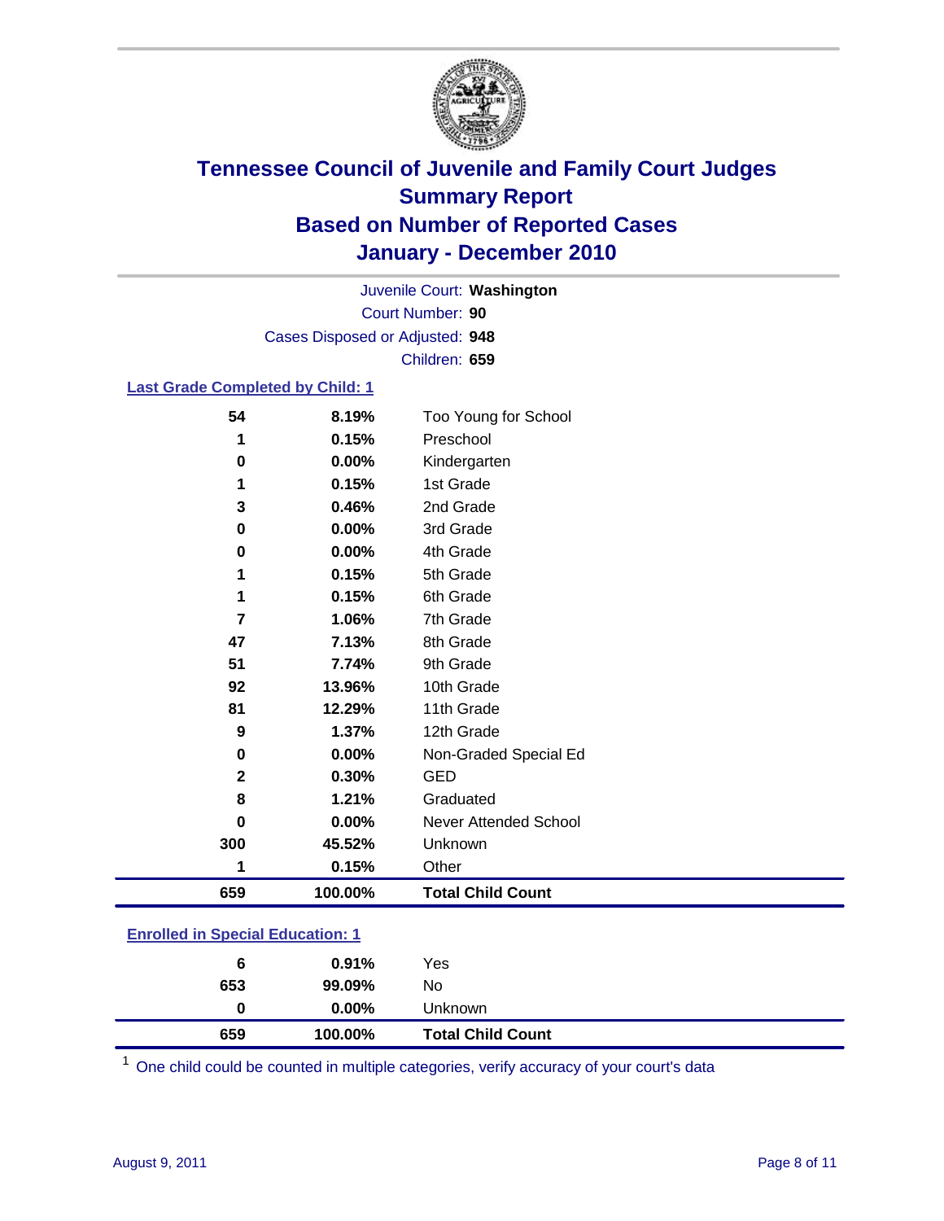# Tennessee Council of Juvenile and Family Court Judges
## Summary Report
## Based on Number of Reported Cases
## January - December 2010

Juvenile Court: **Washington**

Court Number: **90**

Cases Disposed or Adjusted: **948**

Children: **659**

### Last Grade Completed by Child: 1

| Count | Percent | Category |
|---|---|---|
| 54 | 8.19% | Too Young for School |
| 1 | 0.15% | Preschool |
| 0 | 0.00% | Kindergarten |
| 1 | 0.15% | 1st Grade |
| 3 | 0.46% | 2nd Grade |
| 0 | 0.00% | 3rd Grade |
| 0 | 0.00% | 4th Grade |
| 1 | 0.15% | 5th Grade |
| 1 | 0.15% | 6th Grade |
| 7 | 1.06% | 7th Grade |
| 47 | 7.13% | 8th Grade |
| 51 | 7.74% | 9th Grade |
| 92 | 13.96% | 10th Grade |
| 81 | 12.29% | 11th Grade |
| 9 | 1.37% | 12th Grade |
| 0 | 0.00% | Non-Graded Special Ed |
| 2 | 0.30% | GED |
| 8 | 1.21% | Graduated |
| 0 | 0.00% | Never Attended School |
| 300 | 45.52% | Unknown |
| 1 | 0.15% | Other |
| **659** | **100.00%** | **Total Child Count** |

### Enrolled in Special Education: 1

| Count | Percent | Category |
|---|---|---|
| 6 | 0.91% | Yes |
| 653 | 99.09% | No |
| 0 | 0.00% | Unknown |
| **659** | **100.00%** | **Total Child Count** |

[1] One child could be counted in multiple categories, verify accuracy of your court's data

August 9, 2011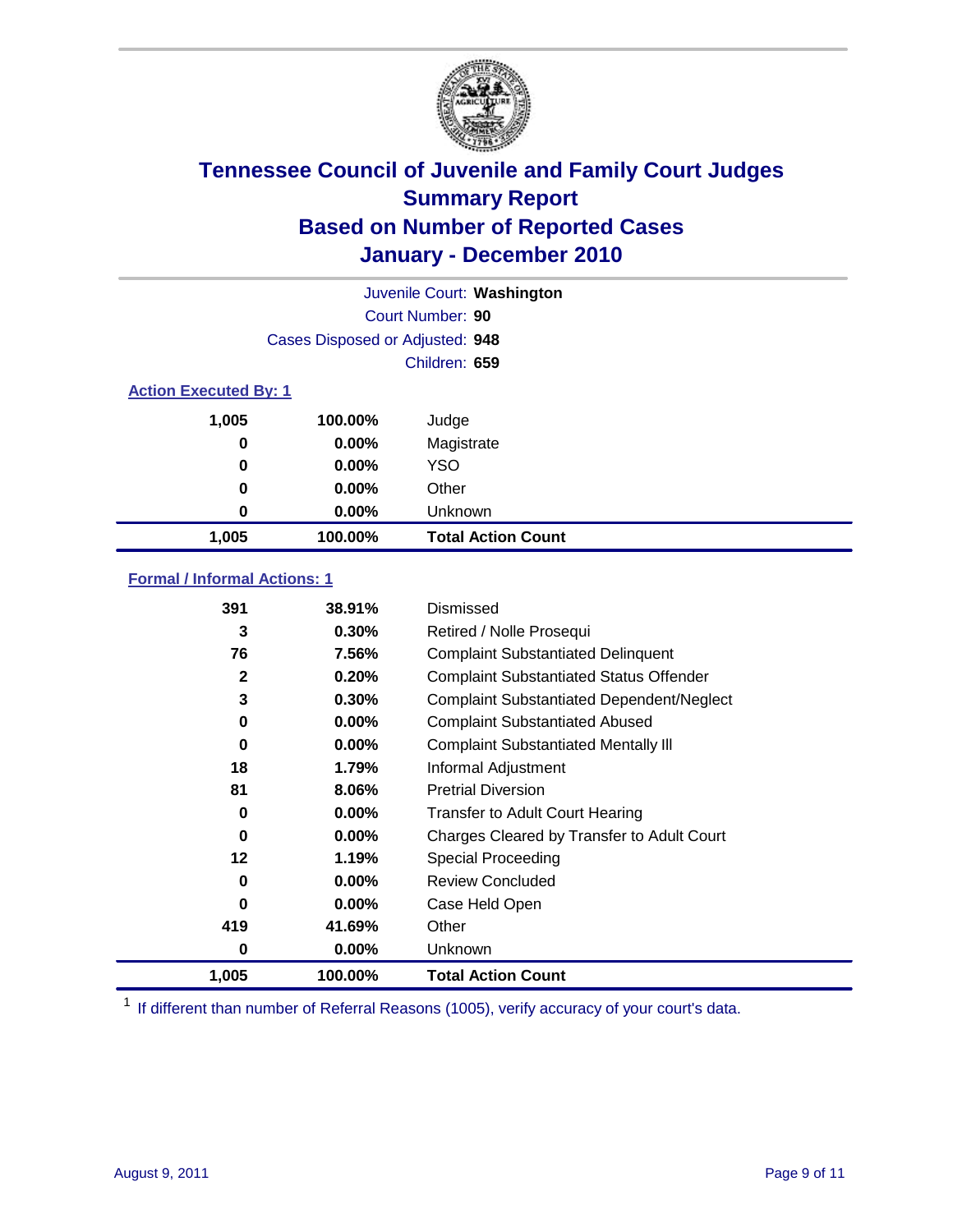# Tennessee Council of Juvenile and Family Court Judges
## Summary Report
## Based on Number of Reported Cases
## January - December 2010

Juvenile Court: **Washington**

Court Number: **90**

Cases Disposed or Adjusted: **948**

Children: **659**

### Action Executed By: 1

| | | |
|---|---|---|
| 1,005 | 100.00% | Judge |
| 0 | 0.00% | Magistrate |
| 0 | 0.00% | YSO |
| 0 | 0.00% | Other |
| 0 | 0.00% | Unknown |
| **1,005** | **100.00%** | **Total Action Count** |

### Formal / Informal Actions: 1

| | | |
|---|---|---|
| 391 | 38.91% | Dismissed |
| 3 | 0.30% | Retired / Nolle Prosequi |
| 76 | 7.56% | Complaint Substantiated Delinquent |
| 2 | 0.20% | Complaint Substantiated Status Offender |
| 3 | 0.30% | Complaint Substantiated Dependent/Neglect |
| 0 | 0.00% | Complaint Substantiated Abused |
| 0 | 0.00% | Complaint Substantiated Mentally Ill |
| 18 | 1.79% | Informal Adjustment |
| 81 | 8.06% | Pretrial Diversion |
| 0 | 0.00% | Transfer to Adult Court Hearing |
| 0 | 0.00% | Charges Cleared by Transfer to Adult Court |
| 12 | 1.19% | Special Proceeding |
| 0 | 0.00% | Review Concluded |
| 0 | 0.00% | Case Held Open |
| 419 | 41.69% | Other |
| 0 | 0.00% | Unknown |
| **1,005** | **100.00%** | **Total Action Count** |

[1] If different than number of Referral Reasons (1005), verify accuracy of your court's data.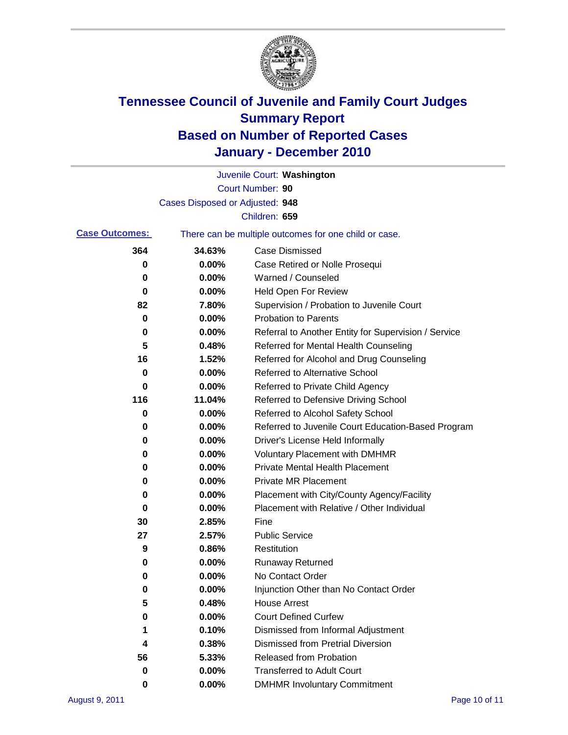# Tennessee Council of Juvenile and Family Court Judges
## Summary Report
## Based on Number of Reported Cases
## January - December 2010

Juvenile Court: **Washington**

Court Number: **90**

Cases Disposed or Adjusted: **948**

Children: **659**

**Case Outcomes:** There can be multiple outcomes for one child or case.

| | | |
|---|---|---|
| **364** | **34.63%** | Case Dismissed |
| **0** | **0.00%** | Case Retired or Nolle Prosequi |
| **0** | **0.00%** | Warned / Counseled |
| **0** | **0.00%** | Held Open For Review |
| **82** | **7.80%** | Supervision / Probation to Juvenile Court |
| **0** | **0.00%** | Probation to Parents |
| **0** | **0.00%** | Referral to Another Entity for Supervision / Service |
| **5** | **0.48%** | Referred for Mental Health Counseling |
| **16** | **1.52%** | Referred for Alcohol and Drug Counseling |
| **0** | **0.00%** | Referred to Alternative School |
| **0** | **0.00%** | Referred to Private Child Agency |
| **116** | **11.04%** | Referred to Defensive Driving School |
| **0** | **0.00%** | Referred to Alcohol Safety School |
| **0** | **0.00%** | Referred to Juvenile Court Education-Based Program |
| **0** | **0.00%** | Driver's License Held Informally |
| **0** | **0.00%** | Voluntary Placement with DMHMR |
| **0** | **0.00%** | Private Mental Health Placement |
| **0** | **0.00%** | Private MR Placement |
| **0** | **0.00%** | Placement with City/County Agency/Facility |
| **0** | **0.00%** | Placement with Relative / Other Individual |
| **30** | **2.85%** | Fine |
| **27** | **2.57%** | Public Service |
| **9** | **0.86%** | Restitution |
| **0** | **0.00%** | Runaway Returned |
| **0** | **0.00%** | No Contact Order |
| **0** | **0.00%** | Injunction Other than No Contact Order |
| **5** | **0.48%** | House Arrest |
| **0** | **0.00%** | Court Defined Curfew |
| **1** | **0.10%** | Dismissed from Informal Adjustment |
| **4** | **0.38%** | Dismissed from Pretrial Diversion |
| **56** | **5.33%** | Released from Probation |
| **0** | **0.00%** | Transferred to Adult Court |
| **0** | **0.00%** | DMHMR Involuntary Commitment |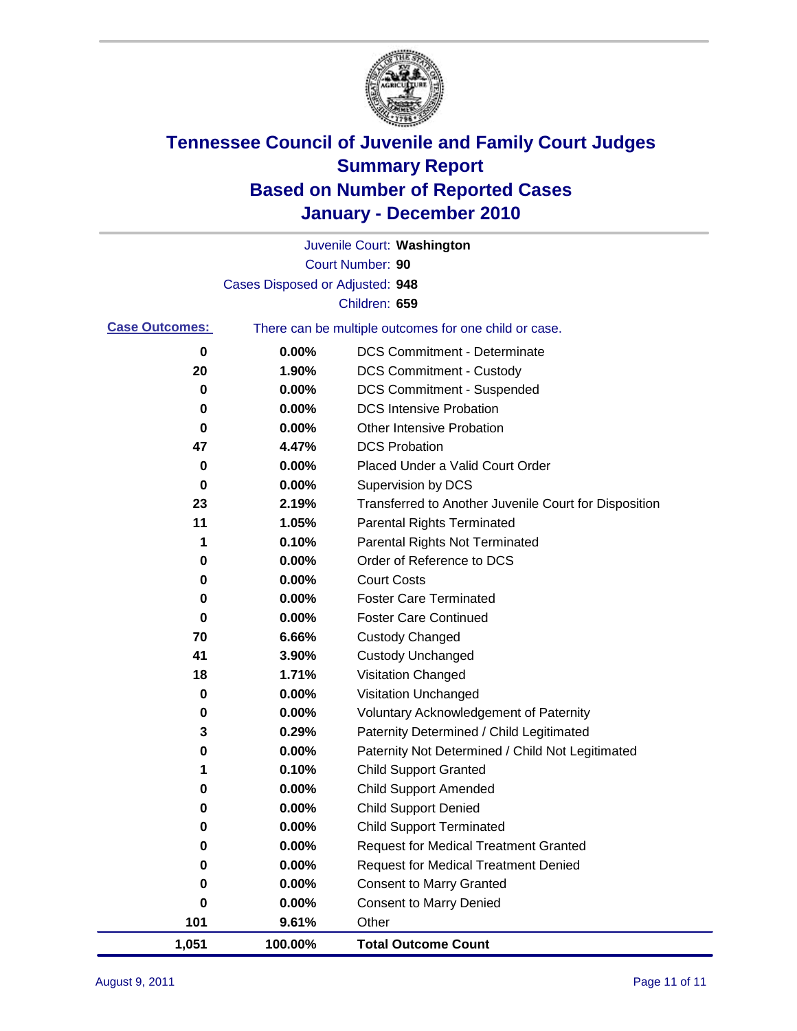# Tennessee Council of Juvenile and Family Court Judges
## Summary Report
## Based on Number of Reported Cases
## January - December 2010

Juvenile Court: **Washington**

Court Number: **90**

Cases Disposed or Adjusted: **948**

Children: **659**

**Case Outcomes:** There can be multiple outcomes for one child or case.

| | | |
|---|---|---|
| 0 | 0.00% | DCS Commitment - Determinate |
| 20 | 1.90% | DCS Commitment - Custody |
| 0 | 0.00% | DCS Commitment - Suspended |
| 0 | 0.00% | DCS Intensive Probation |
| 0 | 0.00% | Other Intensive Probation |
| 47 | 4.47% | DCS Probation |
| 0 | 0.00% | Placed Under a Valid Court Order |
| 0 | 0.00% | Supervision by DCS |
| 23 | 2.19% | Transferred to Another Juvenile Court for Disposition |
| 11 | 1.05% | Parental Rights Terminated |
| 1 | 0.10% | Parental Rights Not Terminated |
| 0 | 0.00% | Order of Reference to DCS |
| 0 | 0.00% | Court Costs |
| 0 | 0.00% | Foster Care Terminated |
| 0 | 0.00% | Foster Care Continued |
| 70 | 6.66% | Custody Changed |
| 41 | 3.90% | Custody Unchanged |
| 18 | 1.71% | Visitation Changed |
| 0 | 0.00% | Visitation Unchanged |
| 0 | 0.00% | Voluntary Acknowledgement of Paternity |
| 3 | 0.29% | Paternity Determined / Child Legitimated |
| 0 | 0.00% | Paternity Not Determined / Child Not Legitimated |
| 1 | 0.10% | Child Support Granted |
| 0 | 0.00% | Child Support Amended |
| 0 | 0.00% | Child Support Denied |
| 0 | 0.00% | Child Support Terminated |
| 0 | 0.00% | Request for Medical Treatment Granted |
| 0 | 0.00% | Request for Medical Treatment Denied |
| 0 | 0.00% | Consent to Marry Granted |
| 0 | 0.00% | Consent to Marry Denied |
| 101 | 9.61% | Other |
| **1,051** | **100.00%** | **Total Outcome Count** |